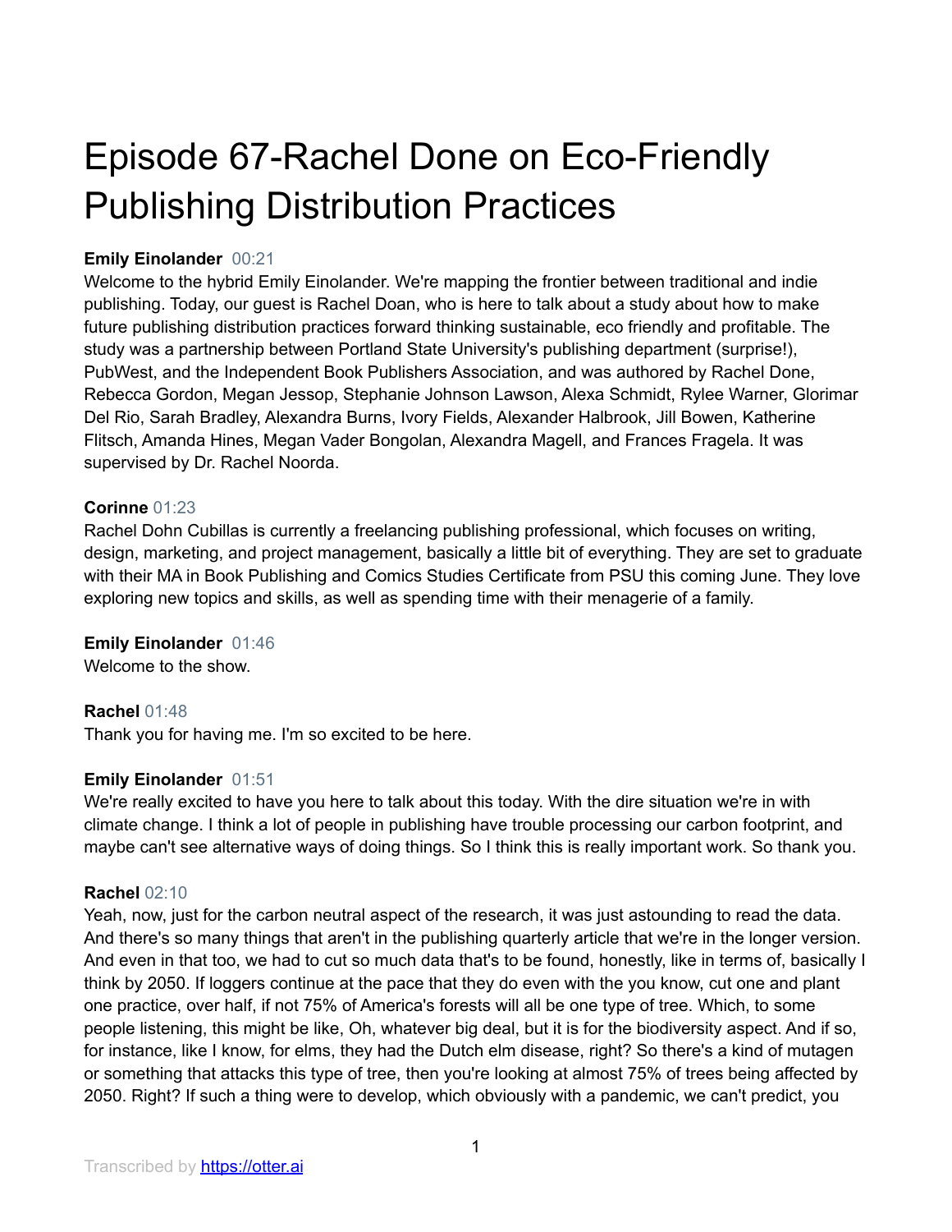# Episode 67-Rachel Done on Eco-Friendly Publishing Distribution Practices

**Emily Einolander** 00:21
Welcome to the hybrid Emily Einolander. We're mapping the frontier between traditional and indie publishing. Today, our guest is Rachel Doan, who is here to talk about a study about how to make future publishing distribution practices forward thinking sustainable, eco friendly and profitable. The study was a partnership between Portland State University's publishing department (surprise!), PubWest, and the Independent Book Publishers Association, and was authored by Rachel Done, Rebecca Gordon, Megan Jessop, Stephanie Johnson Lawson, Alexa Schmidt, Rylee Warner, Glorimar Del Rio, Sarah Bradley, Alexandra Burns, Ivory Fields, Alexander Halbrook, Jill Bowen, Katherine Flitsch, Amanda Hines, Megan Vader Bongolan, Alexandra Magell, and Frances Fragela. It was supervised by Dr. Rachel Noorda.

**Corinne** 01:23
Rachel Dohn Cubillas is currently a freelancing publishing professional, which focuses on writing, design, marketing, and project management, basically a little bit of everything. They are set to graduate with their MA in Book Publishing and Comics Studies Certificate from PSU this coming June. They love exploring new topics and skills, as well as spending time with their menagerie of a family.

**Emily Einolander** 01:46
Welcome to the show.

**Rachel** 01:48
Thank you for having me. I'm so excited to be here.

**Emily Einolander** 01:51
We're really excited to have you here to talk about this today. With the dire situation we're in with climate change. I think a lot of people in publishing have trouble processing our carbon footprint, and maybe can't see alternative ways of doing things. So I think this is really important work. So thank you.

**Rachel** 02:10
Yeah, now, just for the carbon neutral aspect of the research, it was just astounding to read the data. And there's so many things that aren't in the publishing quarterly article that we're in the longer version. And even in that too, we had to cut so much data that's to be found, honestly, like in terms of, basically I think by 2050. If loggers continue at the pace that they do even with the you know, cut one and plant one practice, over half, if not 75% of America's forests will all be one type of tree. Which, to some people listening, this might be like, Oh, whatever big deal, but it is for the biodiversity aspect. And if so, for instance, like I know, for elms, they had the Dutch elm disease, right? So there's a kind of mutagen or something that attacks this type of tree, then you're looking at almost 75% of trees being affected by 2050. Right? If such a thing were to develop, which obviously with a pandemic, we can't predict, you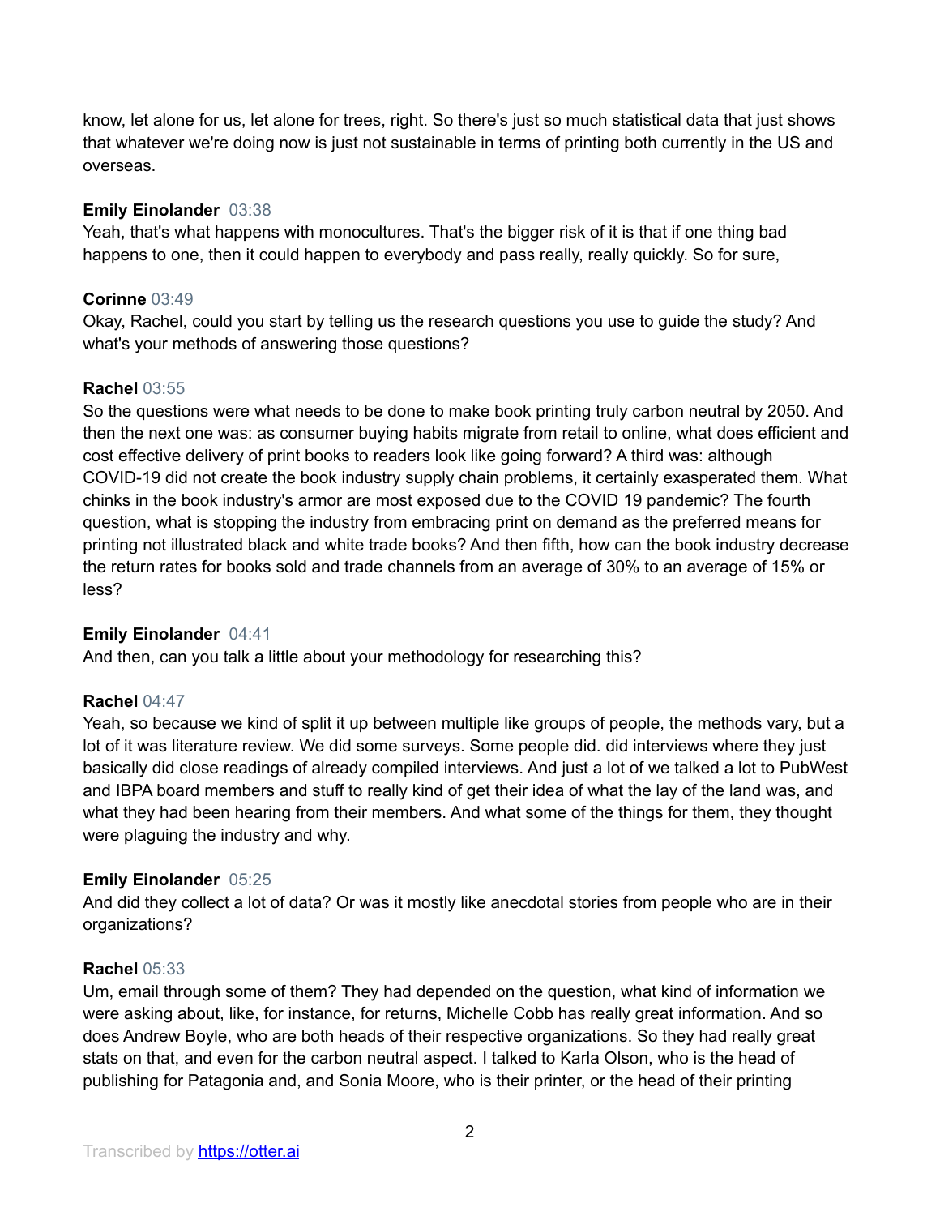know, let alone for us, let alone for trees, right. So there's just so much statistical data that just shows that whatever we're doing now is just not sustainable in terms of printing both currently in the US and overseas.

**Emily Einolander** 03:38
Yeah, that's what happens with monocultures. That's the bigger risk of it is that if one thing bad happens to one, then it could happen to everybody and pass really, really quickly. So for sure,

**Corinne** 03:49
Okay, Rachel, could you start by telling us the research questions you use to guide the study? And what's your methods of answering those questions?

**Rachel** 03:55
So the questions were what needs to be done to make book printing truly carbon neutral by 2050. And then the next one was: as consumer buying habits migrate from retail to online, what does efficient and cost effective delivery of print books to readers look like going forward? A third was: although COVID-19 did not create the book industry supply chain problems, it certainly exasperated them. What chinks in the book industry's armor are most exposed due to the COVID 19 pandemic? The fourth question, what is stopping the industry from embracing print on demand as the preferred means for printing not illustrated black and white trade books? And then fifth, how can the book industry decrease the return rates for books sold and trade channels from an average of 30% to an average of 15% or less?

**Emily Einolander** 04:41
And then, can you talk a little about your methodology for researching this?

**Rachel** 04:47
Yeah, so because we kind of split it up between multiple like groups of people, the methods vary, but a lot of it was literature review. We did some surveys. Some people did. did interviews where they just basically did close readings of already compiled interviews. And just a lot of we talked a lot to PubWest and IBPA board members and stuff to really kind of get their idea of what the lay of the land was, and what they had been hearing from their members. And what some of the things for them, they thought were plaguing the industry and why.

**Emily Einolander** 05:25
And did they collect a lot of data? Or was it mostly like anecdotal stories from people who are in their organizations?

**Rachel** 05:33
Um, email through some of them? They had depended on the question, what kind of information we were asking about, like, for instance, for returns, Michelle Cobb has really great information. And so does Andrew Boyle, who are both heads of their respective organizations. So they had really great stats on that, and even for the carbon neutral aspect. I talked to Karla Olson, who is the head of publishing for Patagonia and, and Sonia Moore, who is their printer, or the head of their printing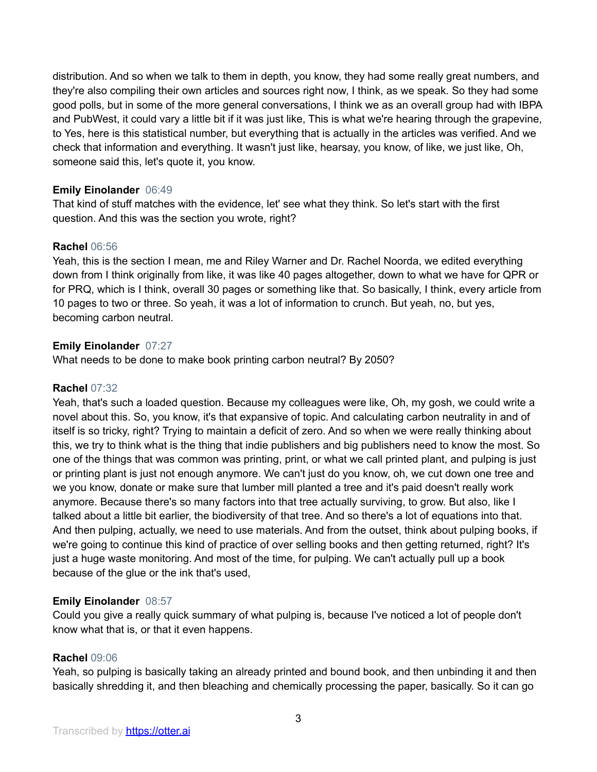distribution. And so when we talk to them in depth, you know, they had some really great numbers, and they're also compiling their own articles and sources right now, I think, as we speak. So they had some good polls, but in some of the more general conversations, I think we as an overall group had with IBPA and PubWest, it could vary a little bit if it was just like, This is what we're hearing through the grapevine, to Yes, here is this statistical number, but everything that is actually in the articles was verified. And we check that information and everything. It wasn't just like, hearsay, you know, of like, we just like, Oh, someone said this, let's quote it, you know.

**Emily Einolander** 06:49
That kind of stuff matches with the evidence, let' see what they think. So let's start with the first question. And this was the section you wrote, right?

**Rachel** 06:56
Yeah, this is the section I mean, me and Riley Warner and Dr. Rachel Noorda, we edited everything down from I think originally from like, it was like 40 pages altogether, down to what we have for QPR or for PRQ, which is I think, overall 30 pages or something like that. So basically, I think, every article from 10 pages to two or three. So yeah, it was a lot of information to crunch. But yeah, no, but yes, becoming carbon neutral.

**Emily Einolander** 07:27
What needs to be done to make book printing carbon neutral? By 2050?

**Rachel** 07:32
Yeah, that's such a loaded question. Because my colleagues were like, Oh, my gosh, we could write a novel about this. So, you know, it's that expansive of topic. And calculating carbon neutrality in and of itself is so tricky, right? Trying to maintain a deficit of zero. And so when we were really thinking about this, we try to think what is the thing that indie publishers and big publishers need to know the most. So one of the things that was common was printing, print, or what we call printed plant, and pulping is just or printing plant is just not enough anymore. We can't just do you know, oh, we cut down one tree and we you know, donate or make sure that lumber mill planted a tree and it's paid doesn't really work anymore. Because there's so many factors into that tree actually surviving, to grow. But also, like I talked about a little bit earlier, the biodiversity of that tree. And so there's a lot of equations into that. And then pulping, actually, we need to use materials. And from the outset, think about pulping books, if we're going to continue this kind of practice of over selling books and then getting returned, right? It's just a huge waste monitoring. And most of the time, for pulping. We can't actually pull up a book because of the glue or the ink that's used,

**Emily Einolander** 08:57
Could you give a really quick summary of what pulping is, because I've noticed a lot of people don't know what that is, or that it even happens.

**Rachel** 09:06
Yeah, so pulping is basically taking an already printed and bound book, and then unbinding it and then basically shredding it, and then bleaching and chemically processing the paper, basically. So it can go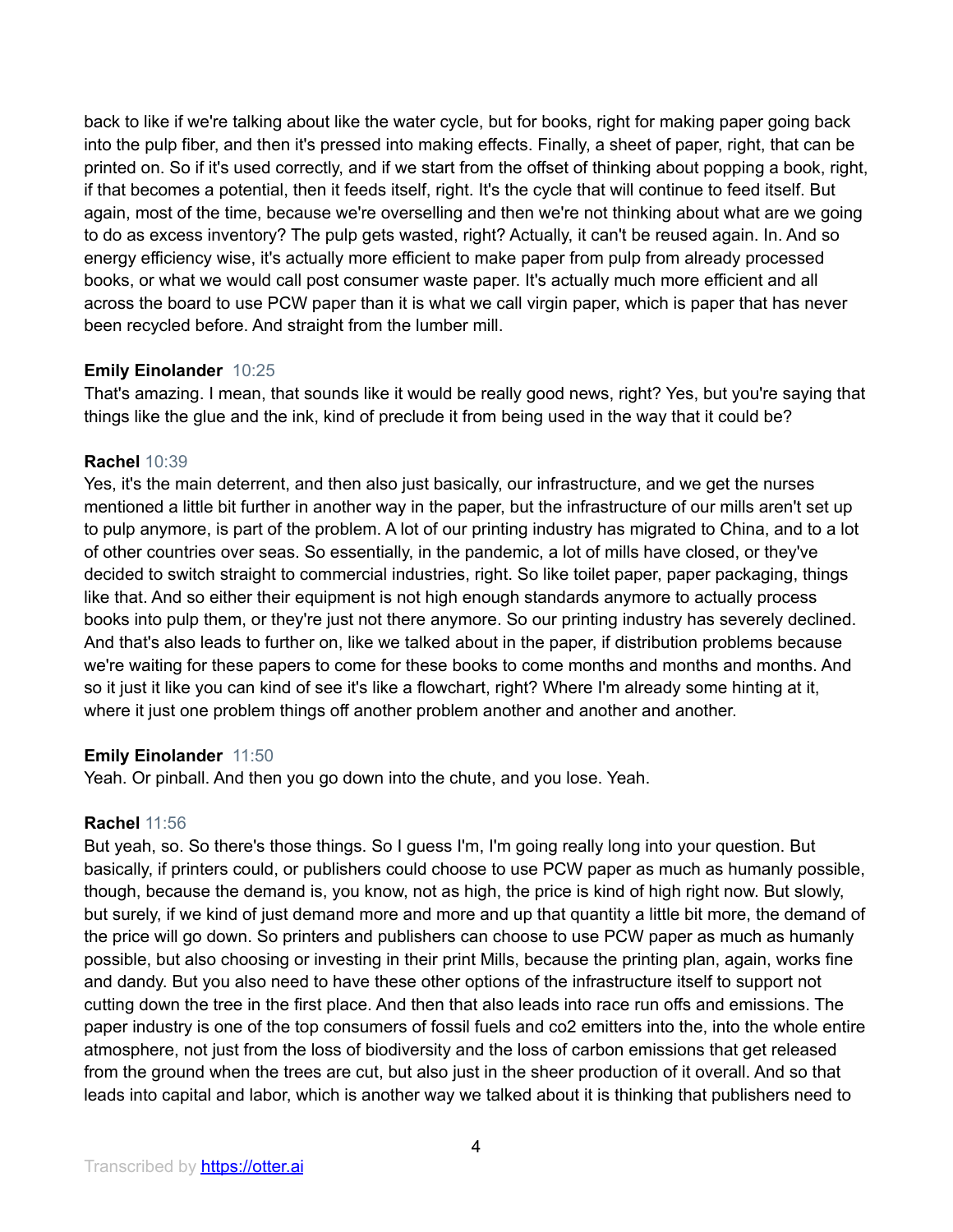back to like if we're talking about like the water cycle, but for books, right for making paper going back into the pulp fiber, and then it's pressed into making effects. Finally, a sheet of paper, right, that can be printed on. So if it's used correctly, and if we start from the offset of thinking about popping a book, right, if that becomes a potential, then it feeds itself, right. It's the cycle that will continue to feed itself. But again, most of the time, because we're overselling and then we're not thinking about what are we going to do as excess inventory? The pulp gets wasted, right? Actually, it can't be reused again. In. And so energy efficiency wise, it's actually more efficient to make paper from pulp from already processed books, or what we would call post consumer waste paper. It's actually much more efficient and all across the board to use PCW paper than it is what we call virgin paper, which is paper that has never been recycled before. And straight from the lumber mill.

**Emily Einolander** 10:25
That's amazing. I mean, that sounds like it would be really good news, right? Yes, but you're saying that things like the glue and the ink, kind of preclude it from being used in the way that it could be?

**Rachel** 10:39
Yes, it's the main deterrent, and then also just basically, our infrastructure, and we get the nurses mentioned a little bit further in another way in the paper, but the infrastructure of our mills aren't set up to pulp anymore, is part of the problem. A lot of our printing industry has migrated to China, and to a lot of other countries over seas. So essentially, in the pandemic, a lot of mills have closed, or they've decided to switch straight to commercial industries, right. So like toilet paper, paper packaging, things like that. And so either their equipment is not high enough standards anymore to actually process books into pulp them, or they're just not there anymore. So our printing industry has severely declined. And that's also leads to further on, like we talked about in the paper, if distribution problems because we're waiting for these papers to come for these books to come months and months and months. And so it just it like you can kind of see it's like a flowchart, right? Where I'm already some hinting at it, where it just one problem things off another problem another and another and another.

**Emily Einolander** 11:50
Yeah. Or pinball. And then you go down into the chute, and you lose. Yeah.

**Rachel** 11:56
But yeah, so. So there's those things. So I guess I'm, I'm going really long into your question. But basically, if printers could, or publishers could choose to use PCW paper as much as humanly possible, though, because the demand is, you know, not as high, the price is kind of high right now. But slowly, but surely, if we kind of just demand more and more and up that quantity a little bit more, the demand of the price will go down. So printers and publishers can choose to use PCW paper as much as humanly possible, but also choosing or investing in their print Mills, because the printing plan, again, works fine and dandy. But you also need to have these other options of the infrastructure itself to support not cutting down the tree in the first place. And then that also leads into race run offs and emissions. The paper industry is one of the top consumers of fossil fuels and co2 emitters into the, into the whole entire atmosphere, not just from the loss of biodiversity and the loss of carbon emissions that get released from the ground when the trees are cut, but also just in the sheer production of it overall. And so that leads into capital and labor, which is another way we talked about it is thinking that publishers need to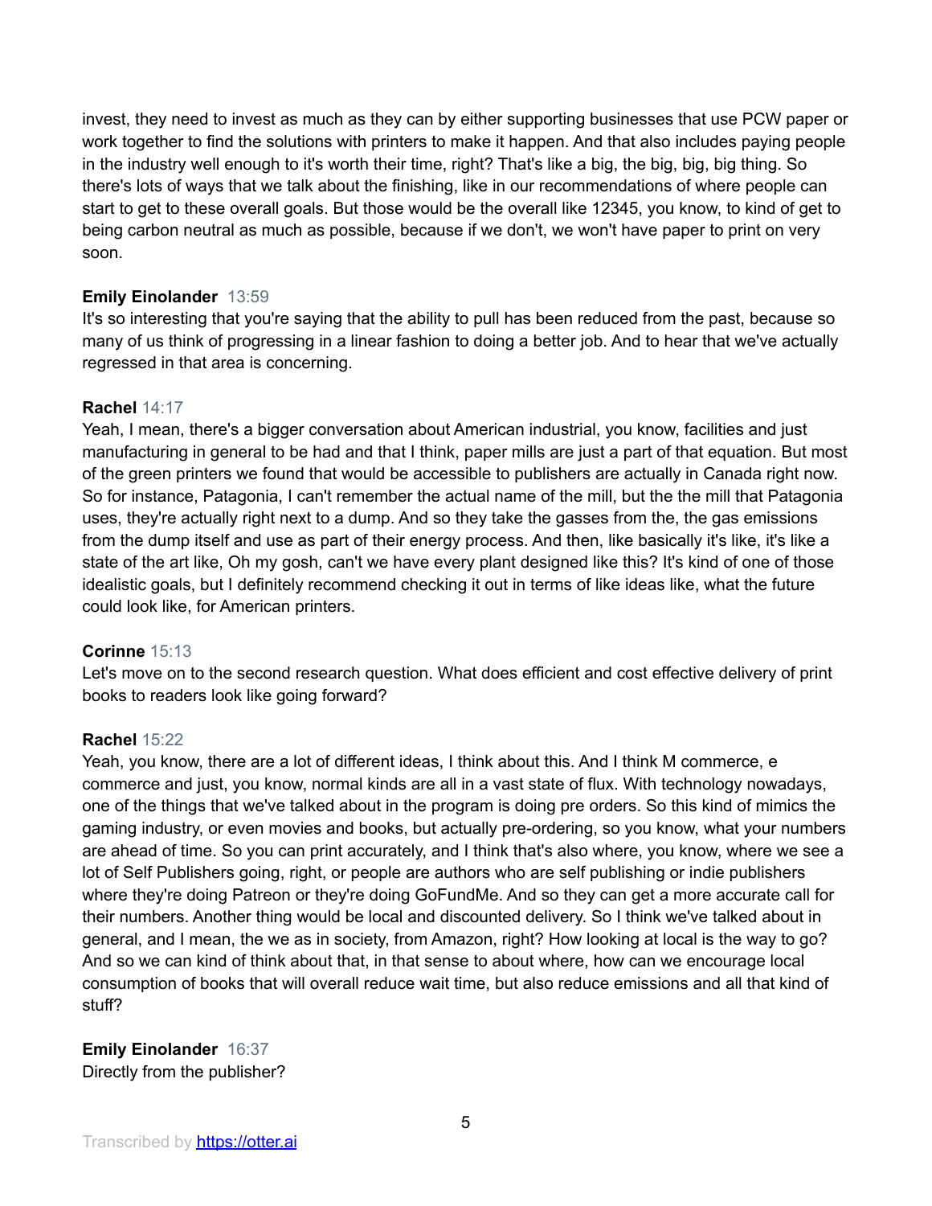invest, they need to invest as much as they can by either supporting businesses that use PCW paper or work together to find the solutions with printers to make it happen. And that also includes paying people in the industry well enough to it's worth their time, right? That's like a big, the big, big, big thing. So there's lots of ways that we talk about the finishing, like in our recommendations of where people can start to get to these overall goals. But those would be the overall like 12345, you know, to kind of get to being carbon neutral as much as possible, because if we don't, we won't have paper to print on very soon.

**Emily Einolander** 13:59
It's so interesting that you're saying that the ability to pull has been reduced from the past, because so many of us think of progressing in a linear fashion to doing a better job. And to hear that we've actually regressed in that area is concerning.

**Rachel** 14:17
Yeah, I mean, there's a bigger conversation about American industrial, you know, facilities and just manufacturing in general to be had and that I think, paper mills are just a part of that equation. But most of the green printers we found that would be accessible to publishers are actually in Canada right now. So for instance, Patagonia, I can't remember the actual name of the mill, but the the mill that Patagonia uses, they're actually right next to a dump. And so they take the gasses from the, the gas emissions from the dump itself and use as part of their energy process. And then, like basically it's like, it's like a state of the art like, Oh my gosh, can't we have every plant designed like this? It's kind of one of those idealistic goals, but I definitely recommend checking it out in terms of like ideas like, what the future could look like, for American printers.

**Corinne** 15:13
Let's move on to the second research question. What does efficient and cost effective delivery of print books to readers look like going forward?

**Rachel** 15:22
Yeah, you know, there are a lot of different ideas, I think about this. And I think M commerce, e commerce and just, you know, normal kinds are all in a vast state of flux. With technology nowadays, one of the things that we've talked about in the program is doing pre orders. So this kind of mimics the gaming industry, or even movies and books, but actually pre-ordering, so you know, what your numbers are ahead of time. So you can print accurately, and I think that's also where, you know, where we see a lot of Self Publishers going, right, or people are authors who are self publishing or indie publishers where they're doing Patreon or they're doing GoFundMe. And so they can get a more accurate call for their numbers. Another thing would be local and discounted delivery. So I think we've talked about in general, and I mean, the we as in society, from Amazon, right? How looking at local is the way to go? And so we can kind of think about that, in that sense to about where, how can we encourage local consumption of books that will overall reduce wait time, but also reduce emissions and all that kind of stuff?

**Emily Einolander** 16:37
Directly from the publisher?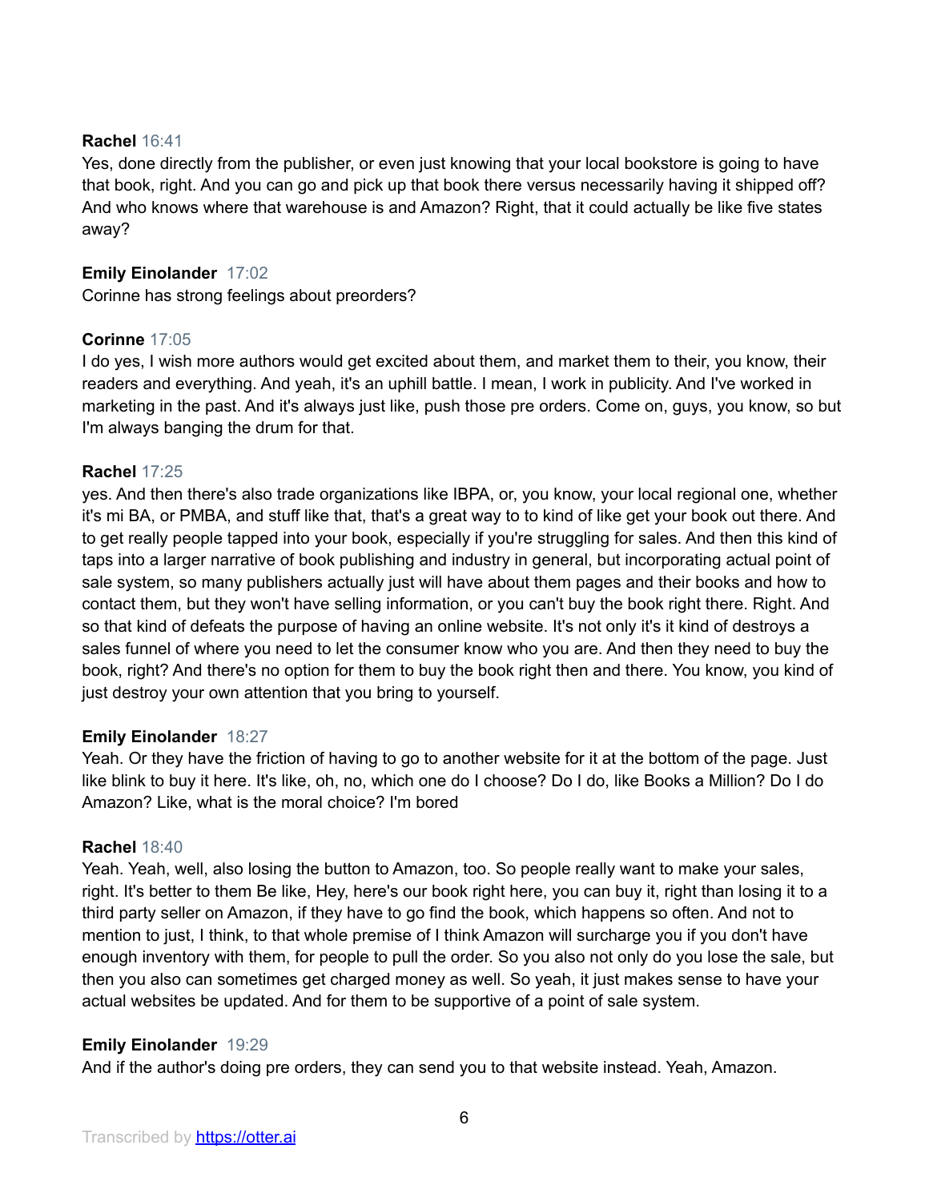**Rachel** 16:41
Yes, done directly from the publisher, or even just knowing that your local bookstore is going to have that book, right. And you can go and pick up that book there versus necessarily having it shipped off? And who knows where that warehouse is and Amazon? Right, that it could actually be like five states away?

**Emily Einolander** 17:02
Corinne has strong feelings about preorders?

**Corinne** 17:05
I do yes, I wish more authors would get excited about them, and market them to their, you know, their readers and everything. And yeah, it's an uphill battle. I mean, I work in publicity. And I've worked in marketing in the past. And it's always just like, push those pre orders. Come on, guys, you know, so but I'm always banging the drum for that.

**Rachel** 17:25
yes. And then there's also trade organizations like IBPA, or, you know, your local regional one, whether it's mi BA, or PMBA, and stuff like that, that's a great way to to kind of like get your book out there. And to get really people tapped into your book, especially if you're struggling for sales. And then this kind of taps into a larger narrative of book publishing and industry in general, but incorporating actual point of sale system, so many publishers actually just will have about them pages and their books and how to contact them, but they won't have selling information, or you can't buy the book right there. Right. And so that kind of defeats the purpose of having an online website. It's not only it's it kind of destroys a sales funnel of where you need to let the consumer know who you are. And then they need to buy the book, right? And there's no option for them to buy the book right then and there. You know, you kind of just destroy your own attention that you bring to yourself.

**Emily Einolander** 18:27
Yeah. Or they have the friction of having to go to another website for it at the bottom of the page. Just like blink to buy it here. It's like, oh, no, which one do I choose? Do I do, like Books a Million? Do I do Amazon? Like, what is the moral choice? I'm bored

**Rachel** 18:40
Yeah. Yeah, well, also losing the button to Amazon, too. So people really want to make your sales, right. It's better to them Be like, Hey, here's our book right here, you can buy it, right than losing it to a third party seller on Amazon, if they have to go find the book, which happens so often. And not to mention to just, I think, to that whole premise of I think Amazon will surcharge you if you don't have enough inventory with them, for people to pull the order. So you also not only do you lose the sale, but then you also can sometimes get charged money as well. So yeah, it just makes sense to have your actual websites be updated. And for them to be supportive of a point of sale system.

**Emily Einolander** 19:29
And if the author's doing pre orders, they can send you to that website instead. Yeah, Amazon.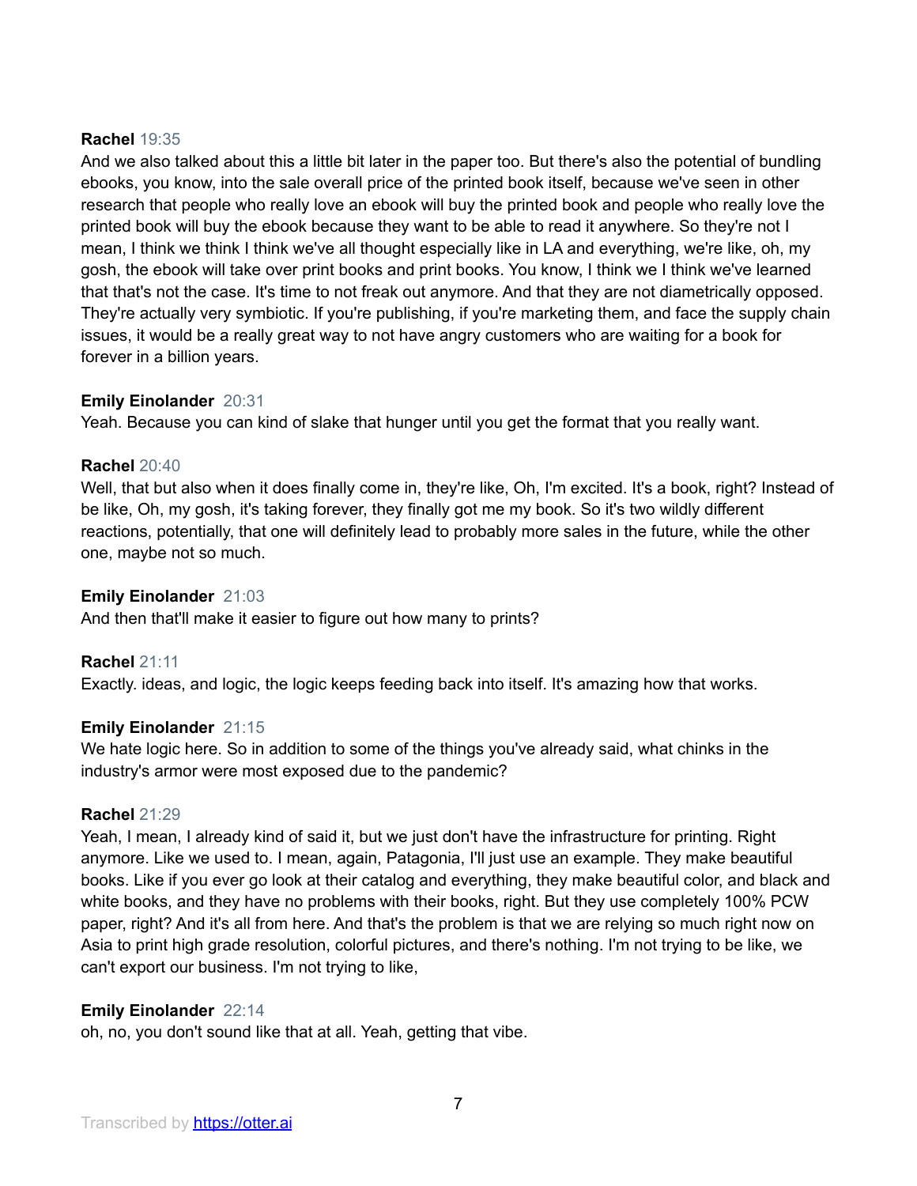**Rachel** 19:35
And we also talked about this a little bit later in the paper too. But there's also the potential of bundling ebooks, you know, into the sale overall price of the printed book itself, because we've seen in other research that people who really love an ebook will buy the printed book and people who really love the printed book will buy the ebook because they want to be able to read it anywhere. So they're not I mean, I think we think I think we've all thought especially like in LA and everything, we're like, oh, my gosh, the ebook will take over print books and print books. You know, I think we I think we've learned that that's not the case. It's time to not freak out anymore. And that they are not diametrically opposed. They're actually very symbiotic. If you're publishing, if you're marketing them, and face the supply chain issues, it would be a really great way to not have angry customers who are waiting for a book for forever in a billion years.

**Emily Einolander** 20:31
Yeah. Because you can kind of slake that hunger until you get the format that you really want.

**Rachel** 20:40
Well, that but also when it does finally come in, they're like, Oh, I'm excited. It's a book, right? Instead of be like, Oh, my gosh, it's taking forever, they finally got me my book. So it's two wildly different reactions, potentially, that one will definitely lead to probably more sales in the future, while the other one, maybe not so much.

**Emily Einolander** 21:03
And then that'll make it easier to figure out how many to prints?

**Rachel** 21:11
Exactly. ideas, and logic, the logic keeps feeding back into itself. It's amazing how that works.

**Emily Einolander** 21:15
We hate logic here. So in addition to some of the things you've already said, what chinks in the industry's armor were most exposed due to the pandemic?

**Rachel** 21:29
Yeah, I mean, I already kind of said it, but we just don't have the infrastructure for printing. Right anymore. Like we used to. I mean, again, Patagonia, I'll just use an example. They make beautiful books. Like if you ever go look at their catalog and everything, they make beautiful color, and black and white books, and they have no problems with their books, right. But they use completely 100% PCW paper, right? And it's all from here. And that's the problem is that we are relying so much right now on Asia to print high grade resolution, colorful pictures, and there's nothing. I'm not trying to be like, we can't export our business. I'm not trying to like,

**Emily Einolander** 22:14
oh, no, you don't sound like that at all. Yeah, getting that vibe.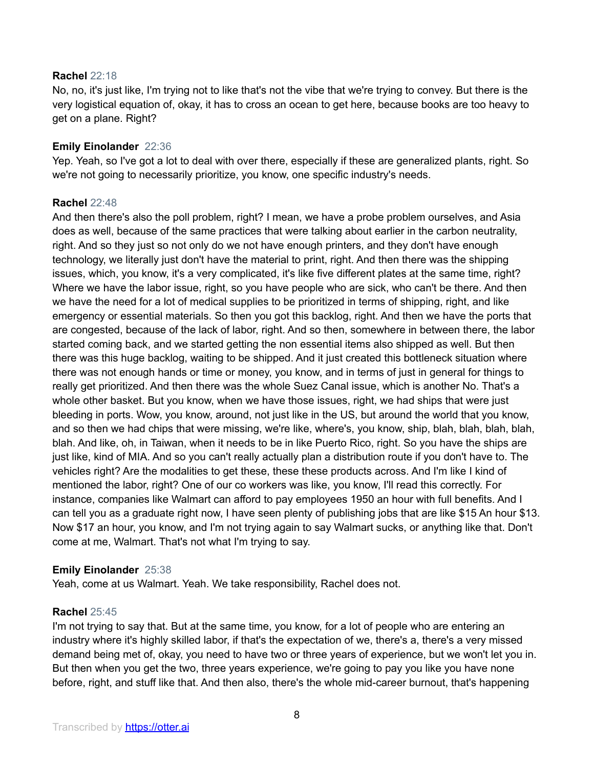**Rachel** 22:18
No, no, it's just like, I'm trying not to like that's not the vibe that we're trying to convey. But there is the very logistical equation of, okay, it has to cross an ocean to get here, because books are too heavy to get on a plane. Right?

**Emily Einolander** 22:36
Yep. Yeah, so I've got a lot to deal with over there, especially if these are generalized plants, right. So we're not going to necessarily prioritize, you know, one specific industry's needs.

**Rachel** 22:48
And then there's also the poll problem, right? I mean, we have a probe problem ourselves, and Asia does as well, because of the same practices that were talking about earlier in the carbon neutrality, right. And so they just so not only do we not have enough printers, and they don't have enough technology, we literally just don't have the material to print, right. And then there was the shipping issues, which, you know, it's a very complicated, it's like five different plates at the same time, right? Where we have the labor issue, right, so you have people who are sick, who can't be there. And then we have the need for a lot of medical supplies to be prioritized in terms of shipping, right, and like emergency or essential materials. So then you got this backlog, right. And then we have the ports that are congested, because of the lack of labor, right. And so then, somewhere in between there, the labor started coming back, and we started getting the non essential items also shipped as well. But then there was this huge backlog, waiting to be shipped. And it just created this bottleneck situation where there was not enough hands or time or money, you know, and in terms of just in general for things to really get prioritized. And then there was the whole Suez Canal issue, which is another No. That's a whole other basket. But you know, when we have those issues, right, we had ships that were just bleeding in ports. Wow, you know, around, not just like in the US, but around the world that you know, and so then we had chips that were missing, we're like, where's, you know, ship, blah, blah, blah, blah, blah. And like, oh, in Taiwan, when it needs to be in like Puerto Rico, right. So you have the ships are just like, kind of MIA. And so you can't really actually plan a distribution route if you don't have to. The vehicles right? Are the modalities to get these, these these products across. And I'm like I kind of mentioned the labor, right? One of our co workers was like, you know, I'll read this correctly. For instance, companies like Walmart can afford to pay employees 1950 an hour with full benefits. And I can tell you as a graduate right now, I have seen plenty of publishing jobs that are like $15 An hour $13. Now $17 an hour, you know, and I'm not trying again to say Walmart sucks, or anything like that. Don't come at me, Walmart. That's not what I'm trying to say.

**Emily Einolander** 25:38
Yeah, come at us Walmart. Yeah. We take responsibility, Rachel does not.

**Rachel** 25:45
I'm not trying to say that. But at the same time, you know, for a lot of people who are entering an industry where it's highly skilled labor, if that's the expectation of we, there's a, there's a very missed demand being met of, okay, you need to have two or three years of experience, but we won't let you in. But then when you get the two, three years experience, we're going to pay you like you have none before, right, and stuff like that. And then also, there's the whole mid-career burnout, that's happening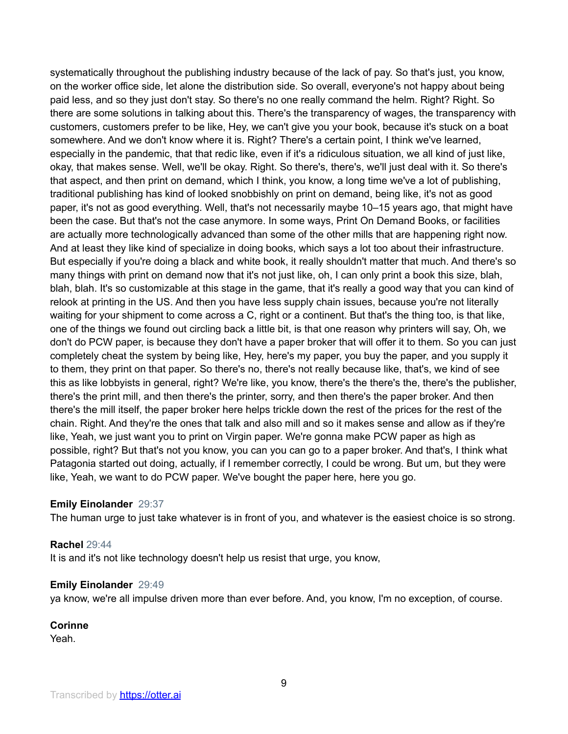systematically throughout the publishing industry because of the lack of pay. So that's just, you know, on the worker office side, let alone the distribution side. So overall, everyone's not happy about being paid less, and so they just don't stay. So there's no one really command the helm. Right? Right. So there are some solutions in talking about this. There's the transparency of wages, the transparency with customers, customers prefer to be like, Hey, we can't give you your book, because it's stuck on a boat somewhere. And we don't know where it is. Right? There's a certain point, I think we've learned, especially in the pandemic, that that redic like, even if it's a ridiculous situation, we all kind of just like, okay, that makes sense. Well, we'll be okay. Right. So there's, there's, we'll just deal with it. So there's that aspect, and then print on demand, which I think, you know, a long time we've a lot of publishing, traditional publishing has kind of looked snobbishly on print on demand, being like, it's not as good paper, it's not as good everything. Well, that's not necessarily maybe 10–15 years ago, that might have been the case. But that's not the case anymore. In some ways, Print On Demand Books, or facilities are actually more technologically advanced than some of the other mills that are happening right now. And at least they like kind of specialize in doing books, which says a lot too about their infrastructure. But especially if you're doing a black and white book, it really shouldn't matter that much. And there's so many things with print on demand now that it's not just like, oh, I can only print a book this size, blah, blah, blah. It's so customizable at this stage in the game, that it's really a good way that you can kind of relook at printing in the US. And then you have less supply chain issues, because you're not literally waiting for your shipment to come across a C, right or a continent. But that's the thing too, is that like, one of the things we found out circling back a little bit, is that one reason why printers will say, Oh, we don't do PCW paper, is because they don't have a paper broker that will offer it to them. So you can just completely cheat the system by being like, Hey, here's my paper, you buy the paper, and you supply it to them, they print on that paper. So there's no, there's not really because like, that's, we kind of see this as like lobbyists in general, right? We're like, you know, there's the there's the, there's the publisher, there's the print mill, and then there's the printer, sorry, and then there's the paper broker. And then there's the mill itself, the paper broker here helps trickle down the rest of the prices for the rest of the chain. Right. And they're the ones that talk and also mill and so it makes sense and allow as if they're like, Yeah, we just want you to print on Virgin paper. We're gonna make PCW paper as high as possible, right? But that's not you know, you can you can go to a paper broker. And that's, I think what Patagonia started out doing, actually, if I remember correctly, I could be wrong. But um, but they were like, Yeah, we want to do PCW paper. We've bought the paper here, here you go.

**Emily Einolander** 29:37
The human urge to just take whatever is in front of you, and whatever is the easiest choice is so strong.

**Rachel** 29:44
It is and it's not like technology doesn't help us resist that urge, you know,

**Emily Einolander** 29:49
ya know, we're all impulse driven more than ever before. And, you know, I'm no exception, of course.

**Corinne**
Yeah.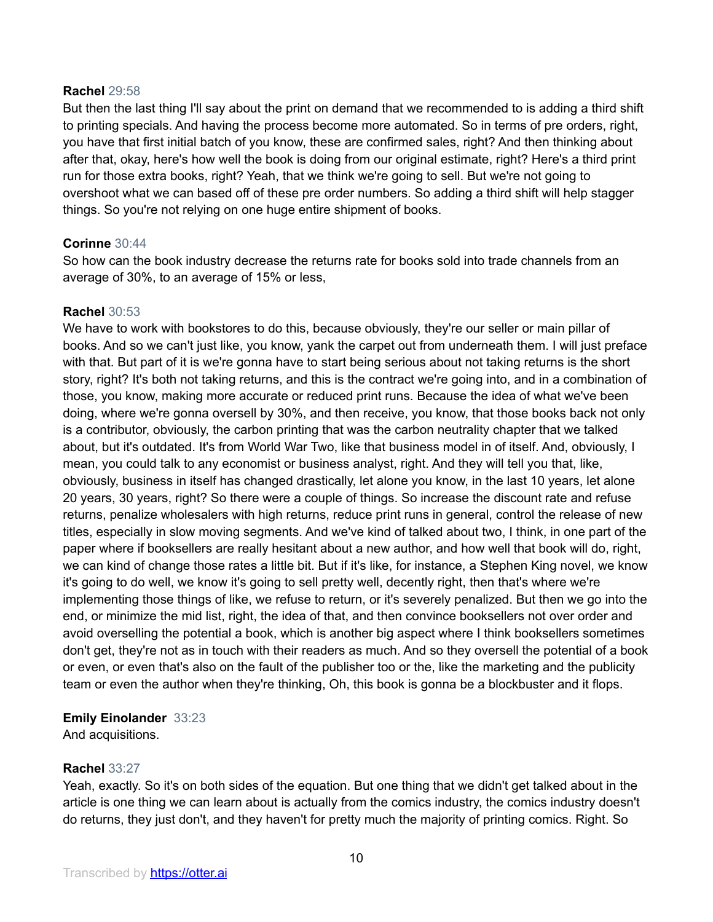**Rachel** 29:58
But then the last thing I'll say about the print on demand that we recommended to is adding a third shift to printing specials. And having the process become more automated. So in terms of pre orders, right, you have that first initial batch of you know, these are confirmed sales, right? And then thinking about after that, okay, here's how well the book is doing from our original estimate, right? Here's a third print run for those extra books, right? Yeah, that we think we're going to sell. But we're not going to overshoot what we can based off of these pre order numbers. So adding a third shift will help stagger things. So you're not relying on one huge entire shipment of books.

**Corinne** 30:44
So how can the book industry decrease the returns rate for books sold into trade channels from an average of 30%, to an average of 15% or less,

**Rachel** 30:53
We have to work with bookstores to do this, because obviously, they're our seller or main pillar of books. And so we can't just like, you know, yank the carpet out from underneath them. I will just preface with that. But part of it is we're gonna have to start being serious about not taking returns is the short story, right? It's both not taking returns, and this is the contract we're going into, and in a combination of those, you know, making more accurate or reduced print runs. Because the idea of what we've been doing, where we're gonna oversell by 30%, and then receive, you know, that those books back not only is a contributor, obviously, the carbon printing that was the carbon neutrality chapter that we talked about, but it's outdated. It's from World War Two, like that business model in of itself. And, obviously, I mean, you could talk to any economist or business analyst, right. And they will tell you that, like, obviously, business in itself has changed drastically, let alone you know, in the last 10 years, let alone 20 years, 30 years, right? So there were a couple of things. So increase the discount rate and refuse returns, penalize wholesalers with high returns, reduce print runs in general, control the release of new titles, especially in slow moving segments. And we've kind of talked about two, I think, in one part of the paper where if booksellers are really hesitant about a new author, and how well that book will do, right, we can kind of change those rates a little bit. But if it's like, for instance, a Stephen King novel, we know it's going to do well, we know it's going to sell pretty well, decently right, then that's where we're implementing those things of like, we refuse to return, or it's severely penalized. But then we go into the end, or minimize the mid list, right, the idea of that, and then convince booksellers not over order and avoid overselling the potential a book, which is another big aspect where I think booksellers sometimes don't get, they're not as in touch with their readers as much. And so they oversell the potential of a book or even, or even that's also on the fault of the publisher too or the, like the marketing and the publicity team or even the author when they're thinking, Oh, this book is gonna be a blockbuster and it flops.

**Emily Einolander** 33:23
And acquisitions.

**Rachel** 33:27
Yeah, exactly. So it's on both sides of the equation. But one thing that we didn't get talked about in the article is one thing we can learn about is actually from the comics industry, the comics industry doesn't do returns, they just don't, and they haven't for pretty much the majority of printing comics. Right. So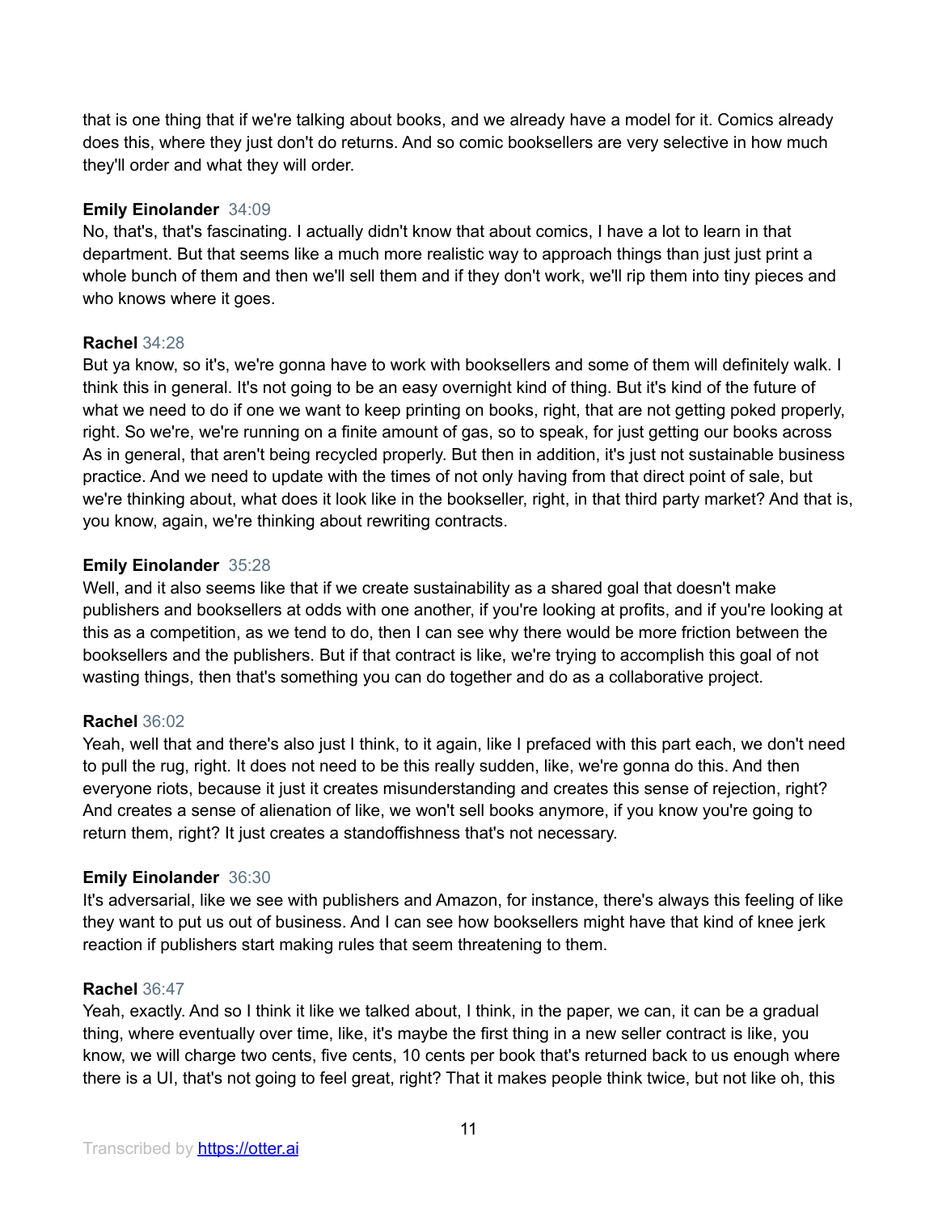that is one thing that if we're talking about books, and we already have a model for it. Comics already does this, where they just don't do returns. And so comic booksellers are very selective in how much they'll order and what they will order.

**Emily Einolander** 34:09
No, that's, that's fascinating. I actually didn't know that about comics, I have a lot to learn in that department. But that seems like a much more realistic way to approach things than just just print a whole bunch of them and then we'll sell them and if they don't work, we'll rip them into tiny pieces and who knows where it goes.

**Rachel** 34:28
But ya know, so it's, we're gonna have to work with booksellers and some of them will definitely walk. I think this in general. It's not going to be an easy overnight kind of thing. But it's kind of the future of what we need to do if one we want to keep printing on books, right, that are not getting poked properly, right. So we're, we're running on a finite amount of gas, so to speak, for just getting our books across As in general, that aren't being recycled properly. But then in addition, it's just not sustainable business practice. And we need to update with the times of not only having from that direct point of sale, but we're thinking about, what does it look like in the bookseller, right, in that third party market? And that is, you know, again, we're thinking about rewriting contracts.

**Emily Einolander** 35:28
Well, and it also seems like that if we create sustainability as a shared goal that doesn't make publishers and booksellers at odds with one another, if you're looking at profits, and if you're looking at this as a competition, as we tend to do, then I can see why there would be more friction between the booksellers and the publishers. But if that contract is like, we're trying to accomplish this goal of not wasting things, then that's something you can do together and do as a collaborative project.

**Rachel** 36:02
Yeah, well that and there's also just I think, to it again, like I prefaced with this part each, we don't need to pull the rug, right. It does not need to be this really sudden, like, we're gonna do this. And then everyone riots, because it just it creates misunderstanding and creates this sense of rejection, right? And creates a sense of alienation of like, we won't sell books anymore, if you know you're going to return them, right? It just creates a standoffishness that's not necessary.

**Emily Einolander** 36:30
It's adversarial, like we see with publishers and Amazon, for instance, there's always this feeling of like they want to put us out of business. And I can see how booksellers might have that kind of knee jerk reaction if publishers start making rules that seem threatening to them.

**Rachel** 36:47
Yeah, exactly. And so I think it like we talked about, I think, in the paper, we can, it can be a gradual thing, where eventually over time, like, it's maybe the first thing in a new seller contract is like, you know, we will charge two cents, five cents, 10 cents per book that's returned back to us enough where there is a UI, that's not going to feel great, right? That it makes people think twice, but not like oh, this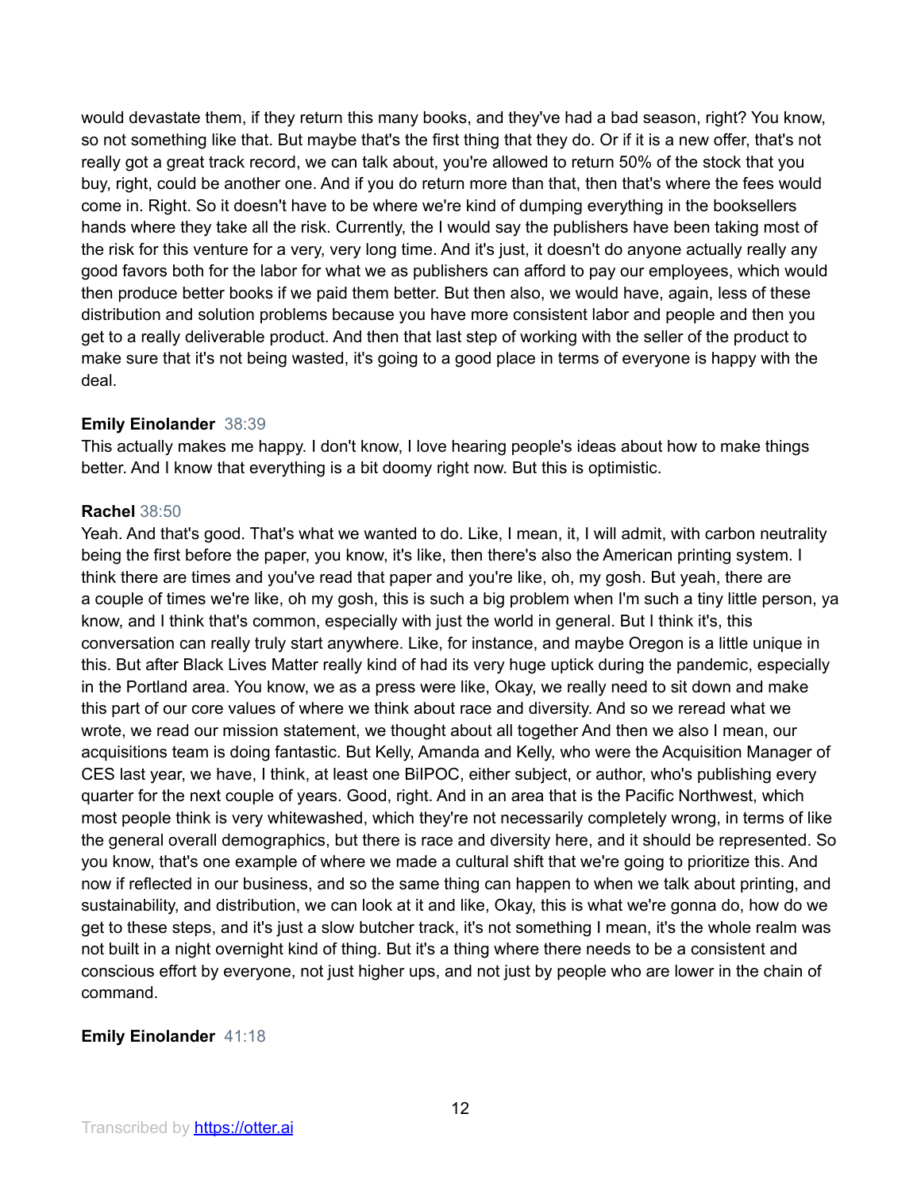would devastate them, if they return this many books, and they've had a bad season, right? You know, so not something like that. But maybe that's the first thing that they do. Or if it is a new offer, that's not really got a great track record, we can talk about, you're allowed to return 50% of the stock that you buy, right, could be another one. And if you do return more than that, then that's where the fees would come in. Right. So it doesn't have to be where we're kind of dumping everything in the booksellers hands where they take all the risk. Currently, the I would say the publishers have been taking most of the risk for this venture for a very, very long time. And it's just, it doesn't do anyone actually really any good favors both for the labor for what we as publishers can afford to pay our employees, which would then produce better books if we paid them better. But then also, we would have, again, less of these distribution and solution problems because you have more consistent labor and people and then you get to a really deliverable product. And then that last step of working with the seller of the product to make sure that it's not being wasted, it's going to a good place in terms of everyone is happy with the deal.

**Emily Einolander** 38:39

This actually makes me happy. I don't know, I love hearing people's ideas about how to make things better. And I know that everything is a bit doomy right now. But this is optimistic.

**Rachel** 38:50

Yeah. And that's good. That's what we wanted to do. Like, I mean, it, I will admit, with carbon neutrality being the first before the paper, you know, it's like, then there's also the American printing system. I think there are times and you've read that paper and you're like, oh, my gosh. But yeah, there are a couple of times we're like, oh my gosh, this is such a big problem when I'm such a tiny little person, ya know, and I think that's common, especially with just the world in general. But I think it's, this conversation can really truly start anywhere. Like, for instance, and maybe Oregon is a little unique in this. But after Black Lives Matter really kind of had its very huge uptick during the pandemic, especially in the Portland area. You know, we as a press were like, Okay, we really need to sit down and make this part of our core values of where we think about race and diversity. And so we reread what we wrote, we read our mission statement, we thought about all together And then we also I mean, our acquisitions team is doing fantastic. But Kelly, Amanda and Kelly, who were the Acquisition Manager of CES last year, we have, I think, at least one BIPOC, either subject, or author, who's publishing every quarter for the next couple of years. Good, right. And in an area that is the Pacific Northwest, which most people think is very whitewashed, which they're not necessarily completely wrong, in terms of like the general overall demographics, but there is race and diversity here, and it should be represented. So you know, that's one example of where we made a cultural shift that we're going to prioritize this. And now if reflected in our business, and so the same thing can happen to when we talk about printing, and sustainability, and distribution, we can look at it and like, Okay, this is what we're gonna do, how do we get to these steps, and it's just a slow butcher track, it's not something I mean, it's the whole realm was not built in a night overnight kind of thing. But it's a thing where there needs to be a consistent and conscious effort by everyone, not just higher ups, and not just by people who are lower in the chain of command.

**Emily Einolander** 41:18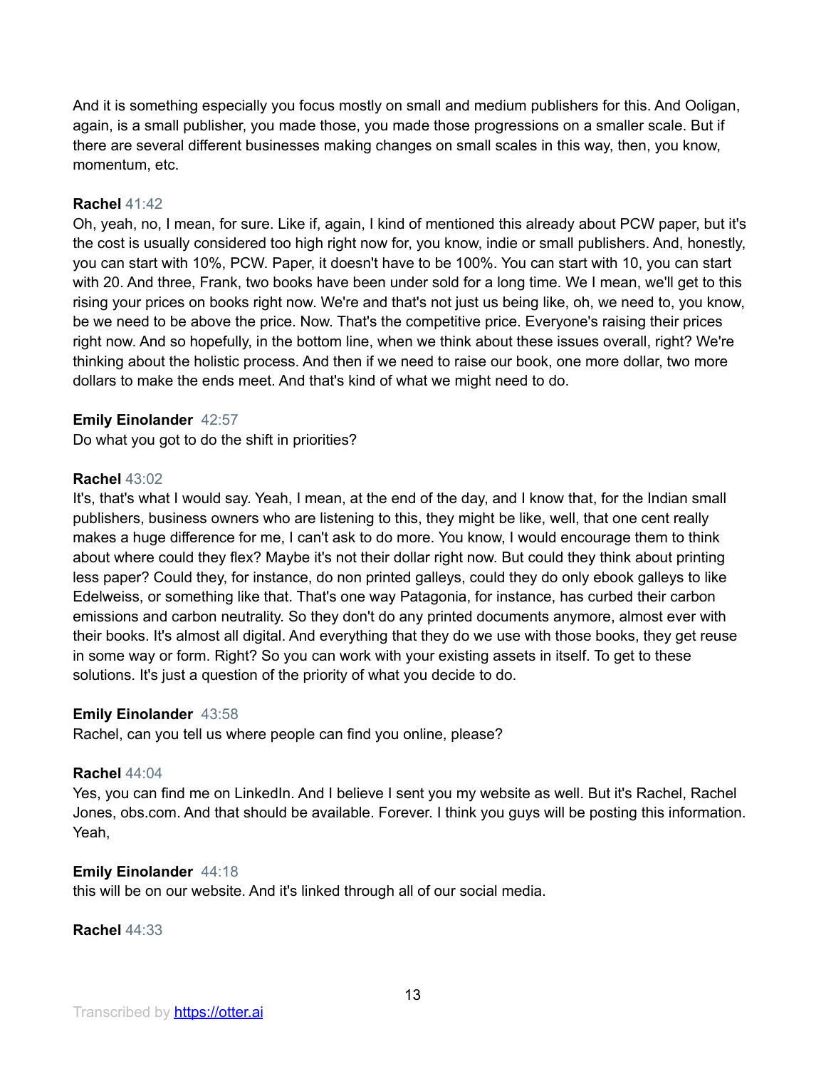And it is something especially you focus mostly on small and medium publishers for this. And Ooligan, again, is a small publisher, you made those, you made those progressions on a smaller scale. But if there are several different businesses making changes on small scales in this way, then, you know, momentum, etc.

**Rachel** 41:42
Oh, yeah, no, I mean, for sure. Like if, again, I kind of mentioned this already about PCW paper, but it's the cost is usually considered too high right now for, you know, indie or small publishers. And, honestly, you can start with 10%, PCW. Paper, it doesn't have to be 100%. You can start with 10, you can start with 20. And three, Frank, two books have been under sold for a long time. We I mean, we'll get to this rising your prices on books right now. We're and that's not just us being like, oh, we need to, you know, be we need to be above the price. Now. That's the competitive price. Everyone's raising their prices right now. And so hopefully, in the bottom line, when we think about these issues overall, right? We're thinking about the holistic process. And then if we need to raise our book, one more dollar, two more dollars to make the ends meet. And that's kind of what we might need to do.

**Emily Einolander** 42:57
Do what you got to do the shift in priorities?

**Rachel** 43:02
It's, that's what I would say. Yeah, I mean, at the end of the day, and I know that, for the Indian small publishers, business owners who are listening to this, they might be like, well, that one cent really makes a huge difference for me, I can't ask to do more. You know, I would encourage them to think about where could they flex? Maybe it's not their dollar right now. But could they think about printing less paper? Could they, for instance, do non printed galleys, could they do only ebook galleys to like Edelweiss, or something like that. That's one way Patagonia, for instance, has curbed their carbon emissions and carbon neutrality. So they don't do any printed documents anymore, almost ever with their books. It's almost all digital. And everything that they do we use with those books, they get reuse in some way or form. Right? So you can work with your existing assets in itself. To get to these solutions. It's just a question of the priority of what you decide to do.

**Emily Einolander** 43:58
Rachel, can you tell us where people can find you online, please?

**Rachel** 44:04
Yes, you can find me on LinkedIn. And I believe I sent you my website as well. But it's Rachel, Rachel Jones, obs.com. And that should be available. Forever. I think you guys will be posting this information. Yeah,

**Emily Einolander** 44:18
this will be on our website. And it's linked through all of our social media.

**Rachel** 44:33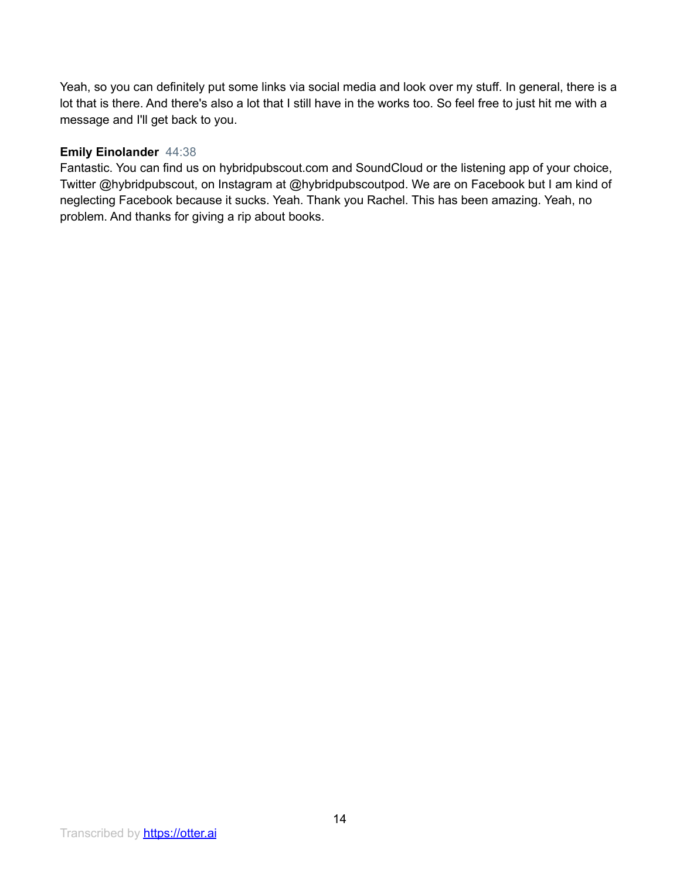Yeah, so you can definitely put some links via social media and look over my stuff. In general, there is a lot that is there. And there's also a lot that I still have in the works too. So feel free to just hit me with a message and I'll get back to you.

**Emily Einolander** 44:38
Fantastic. You can find us on hybridpubscout.com and SoundCloud or the listening app of your choice, Twitter @hybridpubscout, on Instagram at @hybridpubscoutpod. We are on Facebook but I am kind of neglecting Facebook because it sucks. Yeah. Thank you Rachel. This has been amazing. Yeah, no problem. And thanks for giving a rip about books.

Transcribed by https://otter.ai